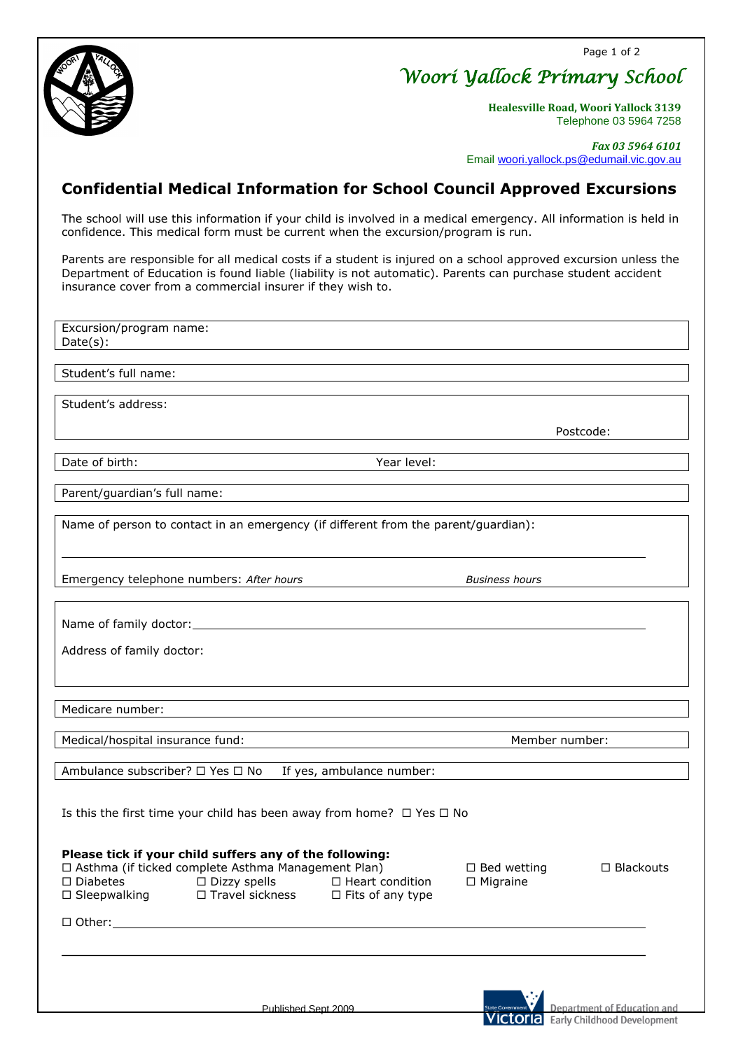# Woori Yallock Primary School

**Healesville Road, Woori Yallock 3139**
Telephone 03 5964 7258

***Fax 03 5964 6101***
Email woori.yallock.ps@edumail.vic.gov.au

## Confidential Medical Information for School Council Approved Excursions

The school will use this information if your child is involved in a medical emergency. All information is held in confidence. This medical form must be current when the excursion/program is run.

Parents are responsible for all medical costs if a student is injured on a school approved excursion unless the Department of Education is found liable (liability is not automatic). Parents can purchase student accident insurance cover from a commercial insurer if they wish to.

Excursion/program name:
Date(s):

Student's full name:

Student's address:

Postcode:

Date of birth: Year level:

Parent/guardian's full name:

Name of person to contact in an emergency (if different from the parent/guardian):

Emergency telephone numbers: *After hours* *Business hours*

Name of family doctor:

Address of family doctor:

Medicare number:

Medical/hospital insurance fund: Member number:

Ambulance subscriber? ☐ Yes ☐ No If yes, ambulance number:

Is this the first time your child has been away from home? ☐ Yes ☐ No

**Please tick if your child suffers any of the following:**

☐ Asthma (if ticked complete Asthma Management Plan) ☐ Bed wetting ☐ Blackouts
☐ Diabetes ☐ Dizzy spells ☐ Heart condition ☐ Migraine
☐ Sleepwalking ☐ Travel sickness ☐ Fits of any type

☐ Other:

Published Sept 2009

Department of Education and Early Childhood Development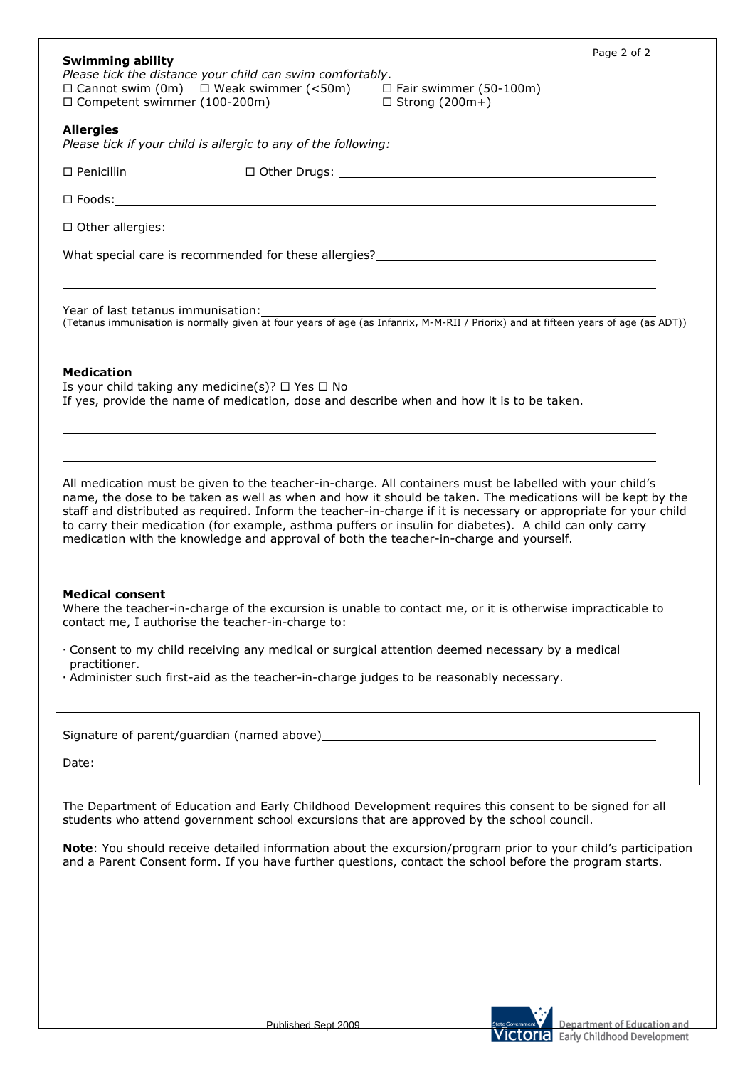**Swimming ability**

*Please tick the distance your child can swim comfortably*.

☐ Cannot swim (0m) ☐ Weak swimmer (<50m) ☐ Fair swimmer (50-100m)
☐ Competent swimmer (100-200m) ☐ Strong (200m+)

**Allergies**

*Please tick if your child is allergic to any of the following:*

☐ Penicillin ☐ Other Drugs: \_\_\_\_\_\_\_\_\_\_\_\_\_\_\_\_\_\_\_\_\_\_\_\_

☐ Foods: \_\_\_\_\_\_\_\_\_\_\_\_\_\_\_\_\_\_\_\_\_\_\_\_

☐ Other allergies: \_\_\_\_\_\_\_\_\_\_\_\_\_\_\_\_\_\_\_\_\_\_\_\_

What special care is recommended for these allergies? \_\_\_\_\_\_\_\_\_\_\_\_\_\_\_\_\_\_\_\_\_\_\_\_

\_\_\_\_\_\_\_\_\_\_\_\_\_\_\_\_\_\_\_\_\_\_\_\_

Year of last tetanus immunisation: \_\_\_\_\_\_\_\_\_\_\_\_\_\_\_\_\_\_\_\_\_\_\_\_

(Tetanus immunisation is normally given at four years of age (as Infanrix, M-M-RII / Priorix) and at fifteen years of age (as ADT))

**Medication**

Is your child taking any medicine(s)? ☐ Yes ☐ No

If yes, provide the name of medication, dose and describe when and how it is to be taken.

\_\_\_\_\_\_\_\_\_\_\_\_\_\_\_\_\_\_\_\_\_\_\_\_

\_\_\_\_\_\_\_\_\_\_\_\_\_\_\_\_\_\_\_\_\_\_\_\_

All medication must be given to the teacher-in-charge. All containers must be labelled with your child's name, the dose to be taken as well as when and how it should be taken. The medications will be kept by the staff and distributed as required. Inform the teacher-in-charge if it is necessary or appropriate for your child to carry their medication (for example, asthma puffers or insulin for diabetes). A child can only carry medication with the knowledge and approval of both the teacher-in-charge and yourself.

**Medical consent**

Where the teacher-in-charge of the excursion is unable to contact me, or it is otherwise impracticable to contact me, I authorise the teacher-in-charge to:

- Consent to my child receiving any medical or surgical attention deemed necessary by a medical practitioner.
- Administer such first-aid as the teacher-in-charge judges to be reasonably necessary.

Signature of parent/guardian (named above) \_\_\_\_\_\_\_\_\_\_\_\_\_\_\_\_\_\_\_\_\_\_\_\_

Date:

The Department of Education and Early Childhood Development requires this consent to be signed for all students who attend government school excursions that are approved by the school council.

**Note**: You should receive detailed information about the excursion/program prior to your child's participation and a Parent Consent form. If you have further questions, contact the school before the program starts.

Published Sept 2009

Department of Education and Early Childhood Development